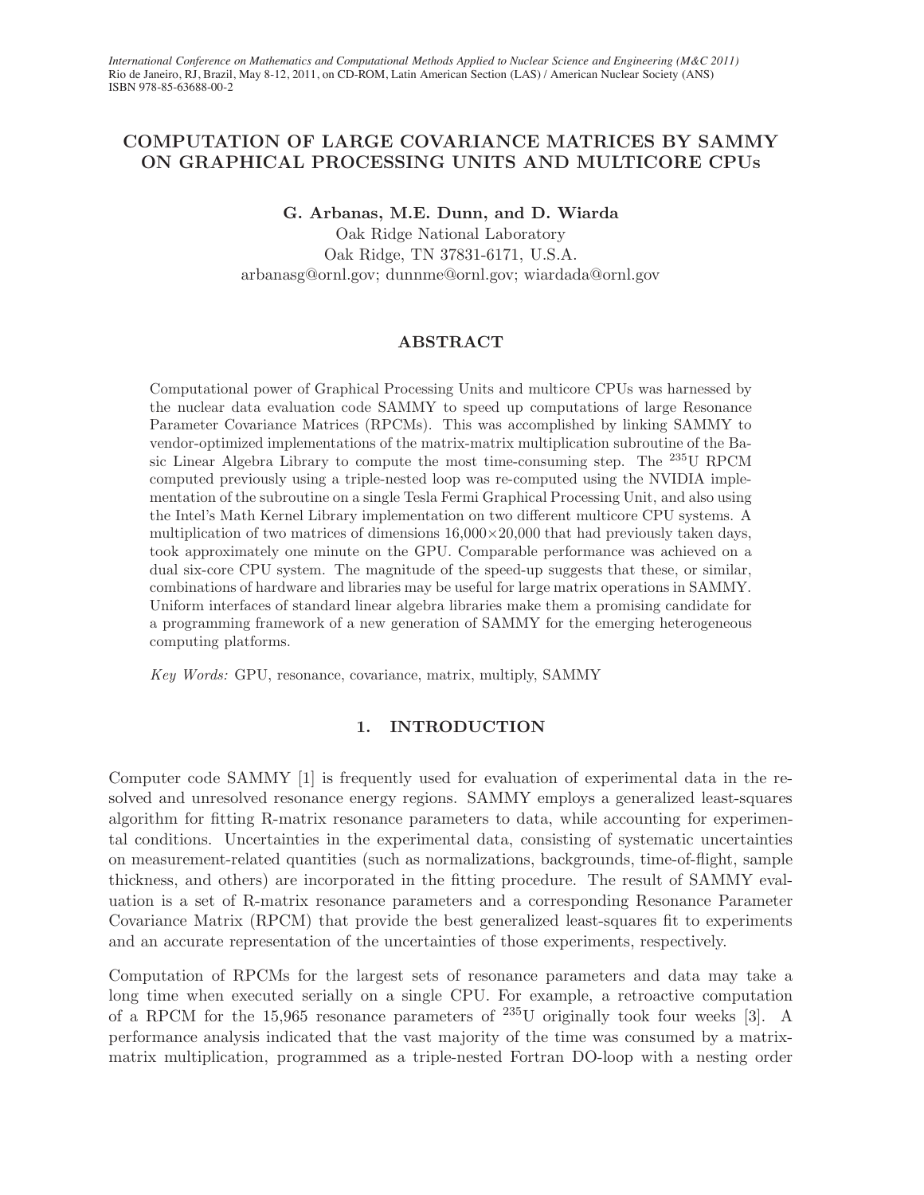# COMPUTATION OF LARGE COVARIANCE MATRICES BY SAMMY ON GRAPHICAL PROCESSING UNITS AND MULTICORE CPUs

**G. Arbanas, M.E. Dunn, and D. Wiarda**

Oak Ridge National Laboratory
Oak Ridge, TN 37831-6171, U.S.A.
arbanasg@ornl.gov; dunnme@ornl.gov; wiardada@ornl.gov

## ABSTRACT

Computational power of Graphical Processing Units and multicore CPUs was harnessed by the nuclear data evaluation code SAMMY to speed up computations of large Resonance Parameter Covariance Matrices (RPCMs). This was accomplished by linking SAMMY to vendor-optimized implementations of the matrix-matrix multiplication subroutine of the Basic Linear Algebra Library to compute the most time-consuming step. The $^{235}$U RPCM computed previously using a triple-nested loop was re-computed using the NVIDIA implementation of the subroutine on a single Tesla Fermi Graphical Processing Unit, and also using the Intel's Math Kernel Library implementation on two different multicore CPU systems. A multiplication of two matrices of dimensions 16,000×20,000 that had previously taken days, took approximately one minute on the GPU. Comparable performance was achieved on a dual six-core CPU system. The magnitude of the speed-up suggests that these, or similar, combinations of hardware and libraries may be useful for large matrix operations in SAMMY. Uniform interfaces of standard linear algebra libraries make them a promising candidate for a programming framework of a new generation of SAMMY for the emerging heterogeneous computing platforms.

*Key Words:* GPU, resonance, covariance, matrix, multiply, SAMMY

## 1. INTRODUCTION

Computer code SAMMY [1] is frequently used for evaluation of experimental data in the resolved and unresolved resonance energy regions. SAMMY employs a generalized least-squares algorithm for fitting R-matrix resonance parameters to data, while accounting for experimental conditions. Uncertainties in the experimental data, consisting of systematic uncertainties on measurement-related quantities (such as normalizations, backgrounds, time-of-flight, sample thickness, and others) are incorporated in the fitting procedure. The result of SAMMY evaluation is a set of R-matrix resonance parameters and a corresponding Resonance Parameter Covariance Matrix (RPCM) that provide the best generalized least-squares fit to experiments and an accurate representation of the uncertainties of those experiments, respectively.

Computation of RPCMs for the largest sets of resonance parameters and data may take a long time when executed serially on a single CPU. For example, a retroactive computation of a RPCM for the 15,965 resonance parameters of $^{235}$U originally took four weeks [3]. A performance analysis indicated that the vast majority of the time was consumed by a matrix-matrix multiplication, programmed as a triple-nested Fortran DO-loop with a nesting order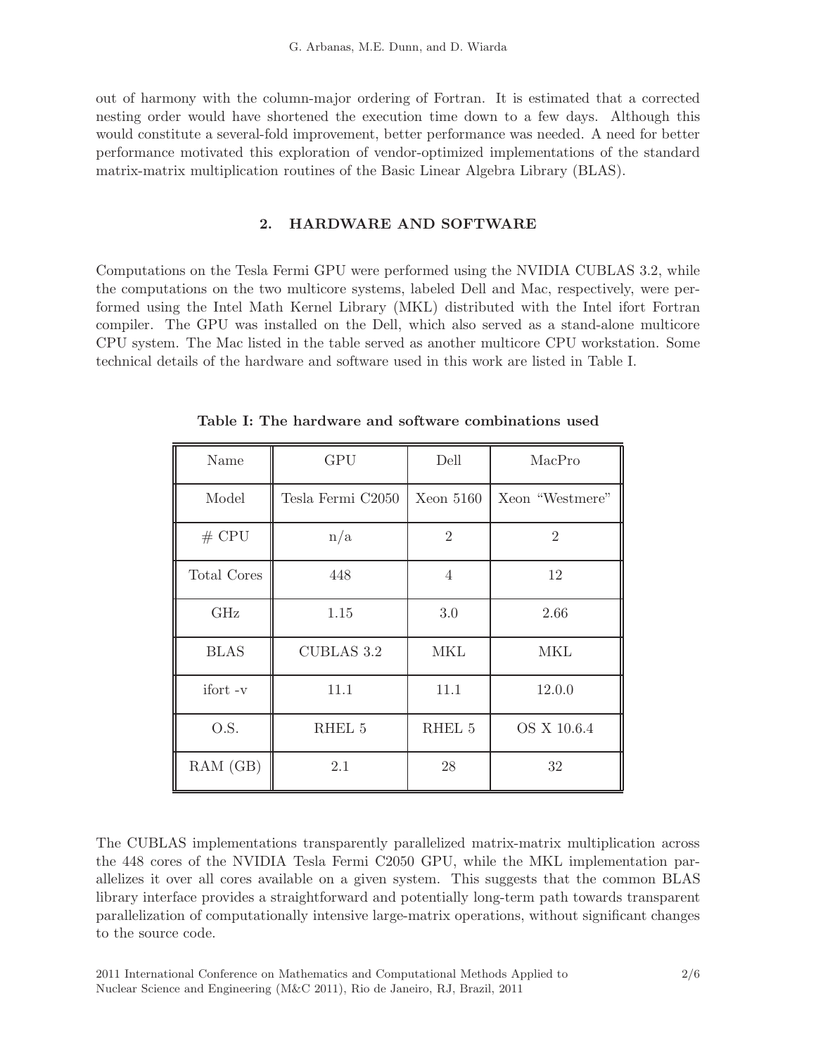out of harmony with the column-major ordering of Fortran. It is estimated that a corrected nesting order would have shortened the execution time down to a few days. Although this would constitute a several-fold improvement, better performance was needed. A need for better performance motivated this exploration of vendor-optimized implementations of the standard matrix-matrix multiplication routines of the Basic Linear Algebra Library (BLAS).

## 2. HARDWARE AND SOFTWARE

Computations on the Tesla Fermi GPU were performed using the NVIDIA CUBLAS 3.2, while the computations on the two multicore systems, labeled Dell and Mac, respectively, were performed using the Intel Math Kernel Library (MKL) distributed with the Intel ifort Fortran compiler. The GPU was installed on the Dell, which also served as a stand-alone multicore CPU system. The Mac listed in the table served as another multicore CPU workstation. Some technical details of the hardware and software used in this work are listed in Table I.

**Table I: The hardware and software combinations used**

| Name | GPU | Dell | MacPro |
|---|---|---|---|
| Model | Tesla Fermi C2050 | Xeon 5160 | Xeon “Westmere” |
| # CPU | n/a | 2 | 2 |
| Total Cores | 448 | 4 | 12 |
| GHz | 1.15 | 3.0 | 2.66 |
| BLAS | CUBLAS 3.2 | MKL | MKL |
| ifort -v | 11.1 | 11.1 | 12.0.0 |
| O.S. | RHEL 5 | RHEL 5 | OS X 10.6.4 |
| RAM (GB) | 2.1 | 28 | 32 |

The CUBLAS implementations transparently parallelized matrix-matrix multiplication across the 448 cores of the NVIDIA Tesla Fermi C2050 GPU, while the MKL implementation parallelizes it over all cores available on a given system. This suggests that the common BLAS library interface provides a straightforward and potentially long-term path towards transparent parallelization of computationally intensive large-matrix operations, without significant changes to the source code.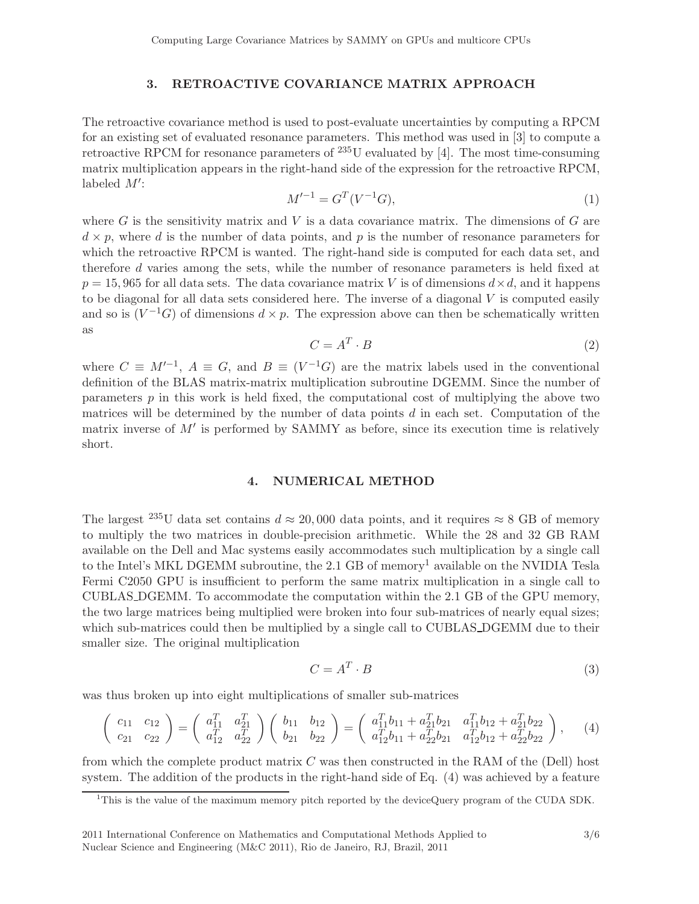## 3. RETROACTIVE COVARIANCE MATRIX APPROACH

The retroactive covariance method is used to post-evaluate uncertainties by computing a RPCM for an existing set of evaluated resonance parameters. This method was used in [3] to compute a retroactive RPCM for resonance parameters of $^{235}$U evaluated by [4]. The most time-consuming matrix multiplication appears in the right-hand side of the expression for the retroactive RPCM, labeled $M'$:

$$M'^{-1} = G^T(V^{-1}G), \tag{1}$$

where $G$ is the sensitivity matrix and $V$ is a data covariance matrix. The dimensions of $G$ are $d \times p$, where $d$ is the number of data points, and $p$ is the number of resonance parameters for which the retroactive RPCM is wanted. The right-hand side is computed for each data set, and therefore $d$ varies among the sets, while the number of resonance parameters is held fixed at $p = 15,965$ for all data sets. The data covariance matrix $V$ is of dimensions $d \times d$, and it happens to be diagonal for all data sets considered here. The inverse of a diagonal $V$ is computed easily and so is $(V^{-1}G)$ of dimensions $d \times p$. The expression above can then be schematically written as

$$C = A^T \cdot B \tag{2}$$

where $C \equiv M'^{-1}$, $A \equiv G$, and $B \equiv (V^{-1}G)$ are the matrix labels used in the conventional definition of the BLAS matrix-matrix multiplication subroutine DGEMM. Since the number of parameters $p$ in this work is held fixed, the computational cost of multiplying the above two matrices will be determined by the number of data points $d$ in each set. Computation of the matrix inverse of $M'$ is performed by SAMMY as before, since its execution time is relatively short.

## 4. NUMERICAL METHOD

The largest $^{235}$U data set contains $d \approx 20,000$ data points, and it requires $\approx 8$ GB of memory to multiply the two matrices in double-precision arithmetic. While the 28 and 32 GB RAM available on the Dell and Mac systems easily accommodates such multiplication by a single call to the Intel's MKL DGEMM subroutine, the 2.1 GB of memory[1] available on the NVIDIA Tesla Fermi C2050 GPU is insufficient to perform the same matrix multiplication in a single call to CUBLAS_DGEMM. To accommodate the computation within the 2.1 GB of the GPU memory, the two large matrices being multiplied were broken into four sub-matrices of nearly equal sizes; which sub-matrices could then be multiplied by a single call to CUBLAS_DGEMM due to their smaller size. The original multiplication

$$C = A^T \cdot B \tag{3}$$

was thus broken up into eight multiplications of smaller sub-matrices

$$\begin{pmatrix} c_{11} & c_{12} \\ c_{21} & c_{22} \end{pmatrix} = \begin{pmatrix} a_{11}^T & a_{21}^T \\ a_{12}^T & a_{22}^T \end{pmatrix} \begin{pmatrix} b_{11} & b_{12} \\ b_{21} & b_{22} \end{pmatrix} = \begin{pmatrix} a_{11}^T b_{11} + a_{21}^T b_{21} & a_{11}^T b_{12} + a_{21}^T b_{22} \\ a_{12}^T b_{11} + a_{22}^T b_{21} & a_{12}^T b_{12} + a_{22}^T b_{22} \end{pmatrix}, \tag{4}$$

from which the complete product matrix $C$ was then constructed in the RAM of the (Dell) host system. The addition of the products in the right-hand side of Eq. (4) was achieved by a feature

[1] This is the value of the maximum memory pitch reported by the deviceQuery program of the CUDA SDK.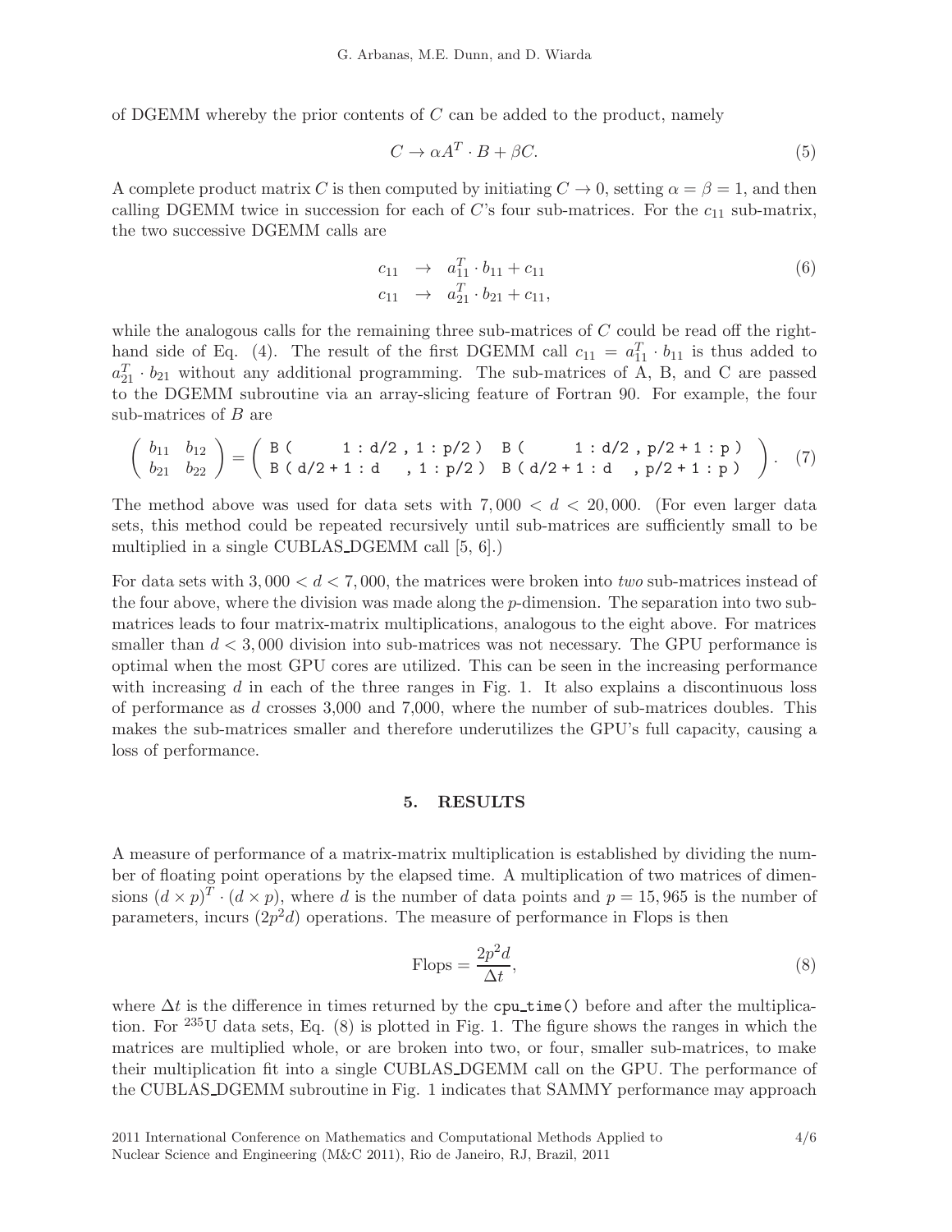of DGEMM whereby the prior contents of $C$ can be added to the product, namely

$$C \rightarrow \alpha A^T \cdot B + \beta C. \tag{5}$$

A complete product matrix $C$ is then computed by initiating $C \rightarrow 0$, setting $\alpha = \beta = 1$, and then calling DGEMM twice in succession for each of $C$'s four sub-matrices. For the $c_{11}$ sub-matrix, the two successive DGEMM calls are

$$\begin{aligned} c_{11} &\rightarrow a_{11}^T \cdot b_{11} + c_{11} \\ c_{11} &\rightarrow a_{21}^T \cdot b_{21} + c_{11}, \end{aligned} \tag{6}$$

while the analogous calls for the remaining three sub-matrices of $C$ could be read off the right-hand side of Eq. (4). The result of the first DGEMM call $c_{11} = a_{11}^T \cdot b_{11}$ is thus added to $a_{21}^T \cdot b_{21}$ without any additional programming. The sub-matrices of A, B, and C are passed to the DGEMM subroutine via an array-slicing feature of Fortran 90. For example, the four sub-matrices of $B$ are

$$\begin{pmatrix} b_{11} & b_{12} \\ b_{21} & b_{22} \end{pmatrix} = \begin{pmatrix} \texttt{B( 1:d/2, 1:p/2)} & \texttt{B( 1:d/2, p/2+1:p)} \\ \texttt{B(d/2+1:d , 1:p/2)} & \texttt{B(d/2+1:d , p/2+1:p)} \end{pmatrix}. \tag{7}$$

The method above was used for data sets with $7,000 < d < 20,000$. (For even larger data sets, this method could be repeated recursively until sub-matrices are sufficiently small to be multiplied in a single CUBLAS_DGEMM call [5, 6].)

For data sets with $3,000 < d < 7,000$, the matrices were broken into *two* sub-matrices instead of the four above, where the division was made along the $p$-dimension. The separation into two sub-matrices leads to four matrix-matrix multiplications, analogous to the eight above. For matrices smaller than $d < 3,000$ division into sub-matrices was not necessary. The GPU performance is optimal when the most GPU cores are utilized. This can be seen in the increasing performance with increasing $d$ in each of the three ranges in Fig. 1. It also explains a discontinuous loss of performance as $d$ crosses 3,000 and 7,000, where the number of sub-matrices doubles. This makes the sub-matrices smaller and therefore underutilizes the GPU's full capacity, causing a loss of performance.

## 5. RESULTS

A measure of performance of a matrix-matrix multiplication is established by dividing the number of floating point operations by the elapsed time. A multiplication of two matrices of dimensions $(d \times p)^T \cdot (d \times p)$, where $d$ is the number of data points and $p = 15,965$ is the number of parameters, incurs $(2p^2 d)$ operations. The measure of performance in Flops is then

$$\text{Flops} = \frac{2p^2 d}{\Delta t}, \tag{8}$$

where $\Delta t$ is the difference in times returned by the `cpu_time()` before and after the multiplication. For $^{235}$U data sets, Eq. (8) is plotted in Fig. 1. The figure shows the ranges in which the matrices are multiplied whole, or are broken into two, or four, smaller sub-matrices, to make their multiplication fit into a single CUBLAS_DGEMM call on the GPU. The performance of the CUBLAS_DGEMM subroutine in Fig. 1 indicates that SAMMY performance may approach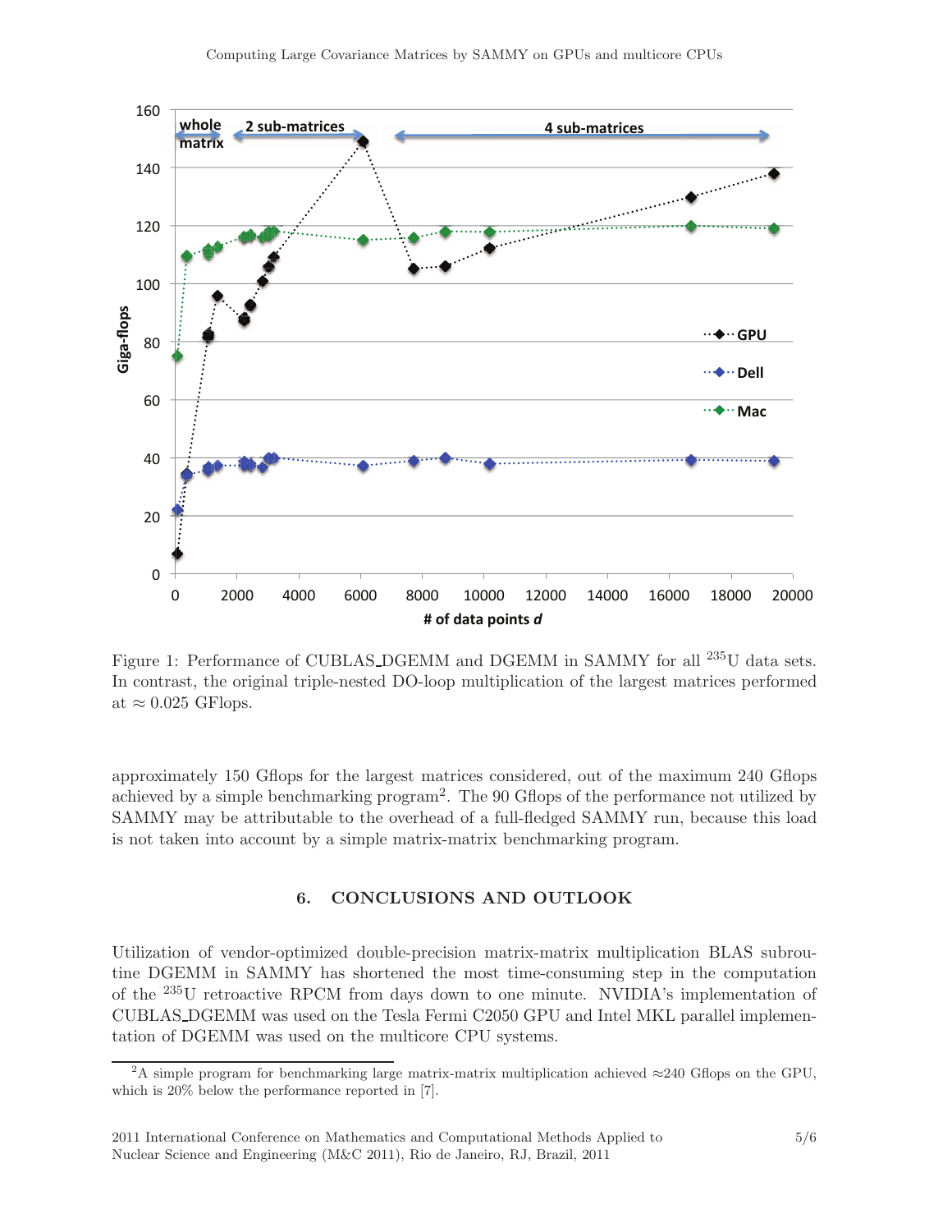Figure 1: Performance of CUBLAS_DGEMM and DGEMM in SAMMY for all $^{235}$U data sets. In contrast, the original triple-nested DO-loop multiplication of the largest matrices performed at $\approx 0.025$ GFlops.

approximately 150 Gflops for the largest matrices considered, out of the maximum 240 Gflops achieved by a simple benchmarking program[2]. The 90 Gflops of the performance not utilized by SAMMY may be attributable to the overhead of a full-fledged SAMMY run, because this load is not taken into account by a simple matrix-matrix benchmarking program.

## 6. CONCLUSIONS AND OUTLOOK

Utilization of vendor-optimized double-precision matrix-matrix multiplication BLAS subroutine DGEMM in SAMMY has shortened the most time-consuming step in the computation of the $^{235}$U retroactive RPCM from days down to one minute. NVIDIA's implementation of CUBLAS_DGEMM was used on the Tesla Fermi C2050 GPU and Intel MKL parallel implementation of DGEMM was used on the multicore CPU systems.

[2]A simple program for benchmarking large matrix-matrix multiplication achieved $\approx$240 Gflops on the GPU, which is 20% below the performance reported in [7].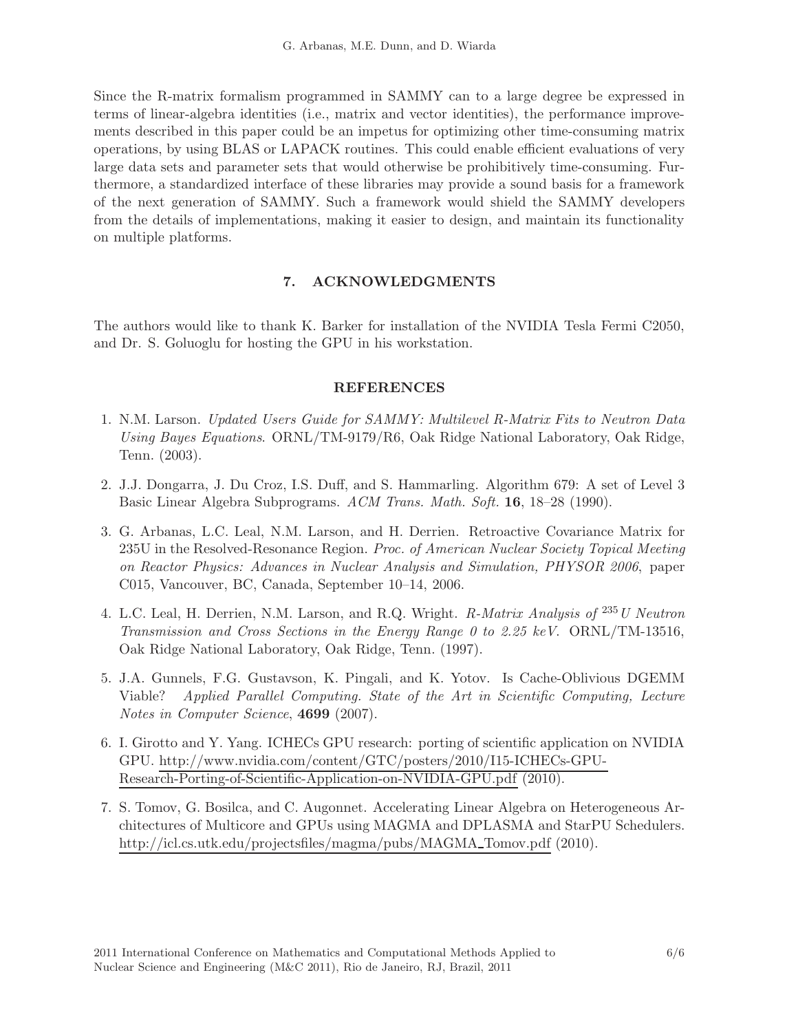Since the R-matrix formalism programmed in SAMMY can to a large degree be expressed in terms of linear-algebra identities (i.e., matrix and vector identities), the performance improvements described in this paper could be an impetus for optimizing other time-consuming matrix operations, by using BLAS or LAPACK routines. This could enable efficient evaluations of very large data sets and parameter sets that would otherwise be prohibitively time-consuming. Furthermore, a standardized interface of these libraries may provide a sound basis for a framework of the next generation of SAMMY. Such a framework would shield the SAMMY developers from the details of implementations, making it easier to design, and maintain its functionality on multiple platforms.

## 7. ACKNOWLEDGMENTS

The authors would like to thank K. Barker for installation of the NVIDIA Tesla Fermi C2050, and Dr. S. Goluoglu for hosting the GPU in his workstation.

## REFERENCES

1. N.M. Larson. *Updated Users Guide for SAMMY: Multilevel R-Matrix Fits to Neutron Data Using Bayes Equations*. ORNL/TM-9179/R6, Oak Ridge National Laboratory, Oak Ridge, Tenn. (2003).

2. J.J. Dongarra, J. Du Croz, I.S. Duff, and S. Hammarling. Algorithm 679: A set of Level 3 Basic Linear Algebra Subprograms. *ACM Trans. Math. Soft.* **16**, 18–28 (1990).

3. G. Arbanas, L.C. Leal, N.M. Larson, and H. Derrien. Retroactive Covariance Matrix for 235U in the Resolved-Resonance Region. *Proc. of American Nuclear Society Topical Meeting on Reactor Physics: Advances in Nuclear Analysis and Simulation, PHYSOR 2006*, paper C015, Vancouver, BC, Canada, September 10–14, 2006.

4. L.C. Leal, H. Derrien, N.M. Larson, and R.Q. Wright. *R-Matrix Analysis of $^{235}U$ Neutron Transmission and Cross Sections in the Energy Range 0 to 2.25 keV*. ORNL/TM-13516, Oak Ridge National Laboratory, Oak Ridge, Tenn. (1997).

5. J.A. Gunnels, F.G. Gustavson, K. Pingali, and K. Yotov. Is Cache-Oblivious DGEMM Viable? *Applied Parallel Computing. State of the Art in Scientific Computing, Lecture Notes in Computer Science*, **4699** (2007).

6. I. Girotto and Y. Yang. ICHECs GPU research: porting of scientific application on NVIDIA GPU. http://www.nvidia.com/content/GTC/posters/2010/I15-ICHECs-GPU-Research-Porting-of-Scientific-Application-on-NVIDIA-GPU.pdf (2010).

7. S. Tomov, G. Bosilca, and C. Augonnet. Accelerating Linear Algebra on Heterogeneous Architectures of Multicore and GPUs using MAGMA and DPLASMA and StarPU Schedulers. http://icl.cs.utk.edu/projectsfiles/magma/pubs/MAGMA_Tomov.pdf (2010).